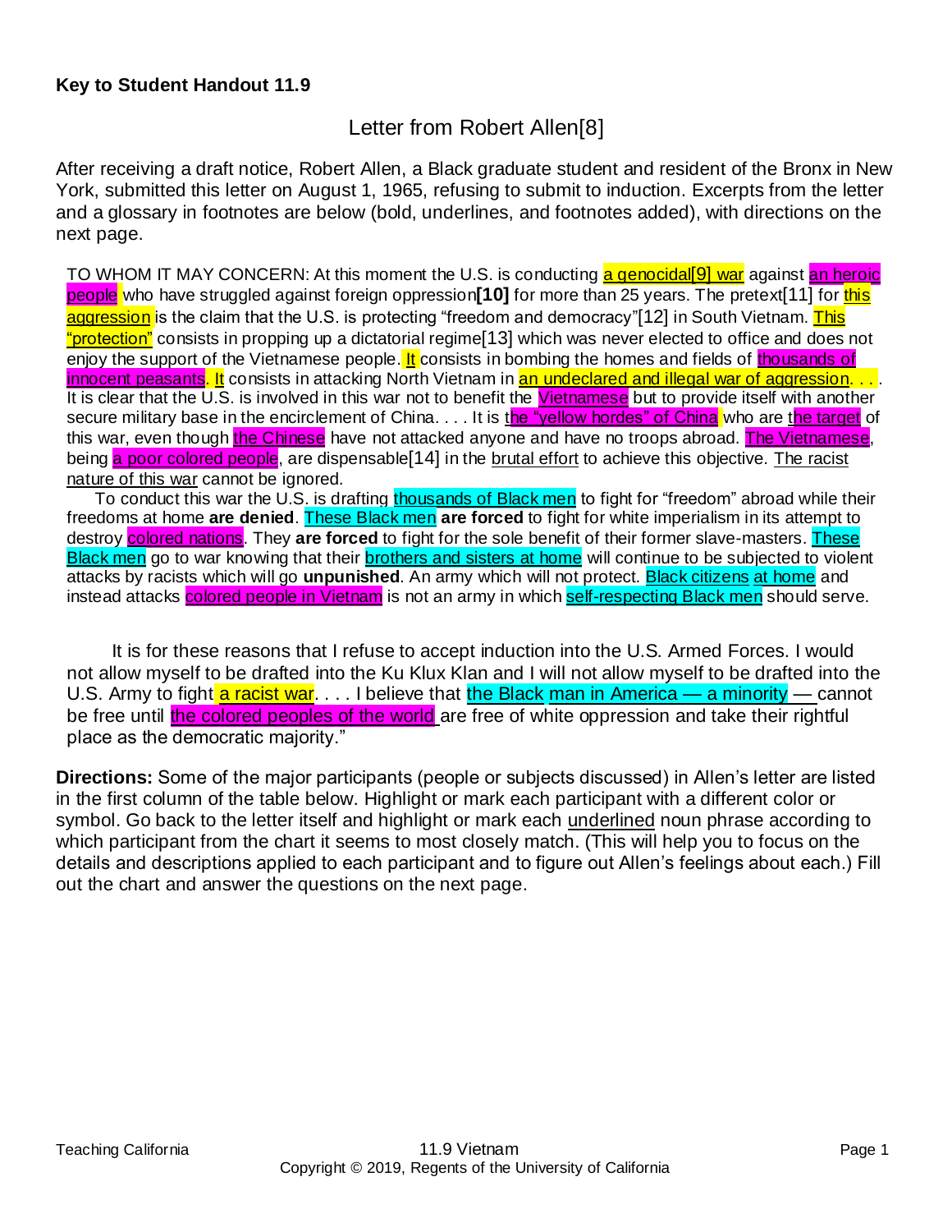**Key to Student Handout 11.9**

## Letter from Robert Allen[8]

After receiving a draft notice, Robert Allen, a Black graduate student and resident of the Bronx in New York, submitted this letter on August 1, 1965, refusing to submit to induction. Excerpts from the letter and a glossary in footnotes are below (bold, underlines, and footnotes added), with directions on the next page.

> TO WHOM IT MAY CONCERN: At this moment the U.S. is conducting <u>a genocidal[9] war</u> against <u>an heroic people</u> who have struggled against foreign oppression**[10]** for more than 25 years. The pretext[11] for <u>this aggression</u> is the claim that the U.S. is protecting "freedom and democracy"[12] in South Vietnam. <u>This "protection"</u> consists in propping up a dictatorial regime[13] which was never elected to office and does not enjoy the support of the Vietnamese people. <u>It</u> consists in bombing the homes and fields of <u>thousands of innocent peasants</u>. <u>It</u> consists in attacking North Vietnam in <u>an undeclared and illegal war of aggression</u>. . . . It is clear that the U.S. is involved in this war not to benefit the <u>Vietnamese</u> but to provide itself with another secure military base in the encirclement of China. . . . It is <u>the "yellow hordes" of China</u> who are <u>the target</u> of this war, even though <u>the Chinese</u> have not attacked anyone and have no troops abroad. <u>The Vietnamese</u>, being <u>a poor colored people</u>, are dispensable[14] in the <u>brutal effort</u> to achieve this objective. <u>The racist nature of this war</u> cannot be ignored.
>
> To conduct this war the U.S. is drafting <u>thousands of Black men</u> to fight for "freedom" abroad while their freedoms at home **are denied**. <u>These Black men</u> **are forced** to fight for white imperialism in its attempt to destroy <u>colored nations</u>. They **are forced** to fight for the sole benefit of their former slave-masters. <u>These Black men</u> go to war knowing that their <u>brothers and sisters at home</u> will continue to be subjected to violent attacks by racists which will go **unpunished**. An army which will not protect. <u>Black citizens at home</u> and instead attacks <u>colored people in Vietnam</u> is not an army in which <u>self-respecting Black men</u> should serve.
>
> It is for these reasons that I refuse to accept induction into the U.S. Armed Forces. I would not allow myself to be drafted into the Ku Klux Klan and I will not allow myself to be drafted into the U.S. Army to fight <u>a racist war</u>. . . . I believe that <u>the Black man in America — a minority —</u> cannot be free until <u>the colored peoples of the world</u> are free of white oppression and take their rightful place as the democratic majority."

**Directions:** Some of the major participants (people or subjects discussed) in Allen's letter are listed in the first column of the table below. Highlight or mark each participant with a different color or symbol. Go back to the letter itself and highlight or mark each <u>underlined</u> noun phrase according to which participant from the chart it seems to most closely match. (This will help you to focus on the details and descriptions applied to each participant and to figure out Allen's feelings about each.) Fill out the chart and answer the questions on the next page.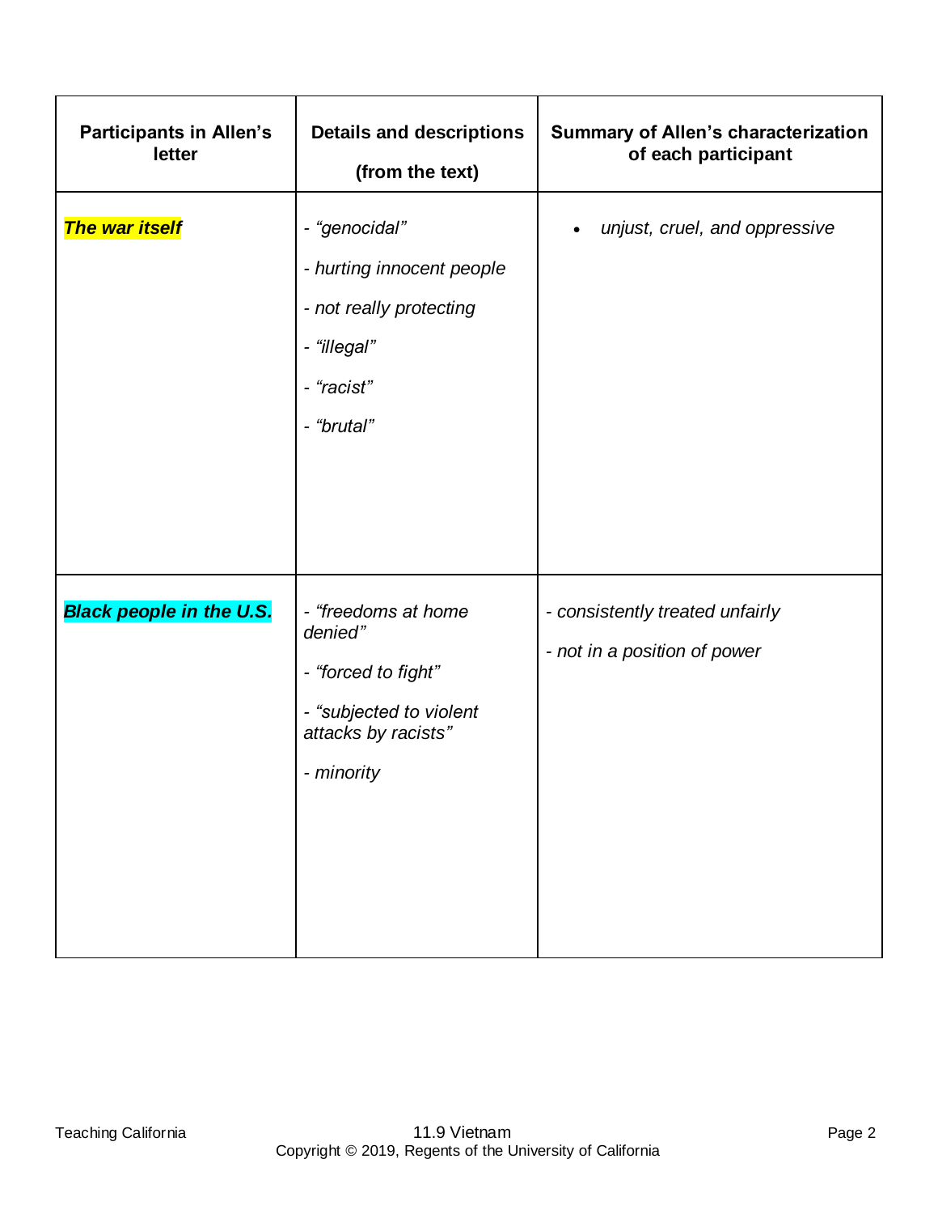| Participants in Allen's letter | Details and descriptions (from the text) | Summary of Allen's characterization of each participant |
|---|---|---|
| ***The war itself*** | - *"genocidal"*<br>- *hurting innocent people*<br>- *not really protecting*<br>- *"illegal"*<br>- *"racist"*<br>- *"brutal"* | • *unjust, cruel, and oppressive* |
| ***Black people in the U.S.*** | - *"freedoms at home denied"*<br>- *"forced to fight"*<br>- *"subjected to violent attacks by racists"*<br>- *minority* | - *consistently treated unfairly*<br>- *not in a position of power* |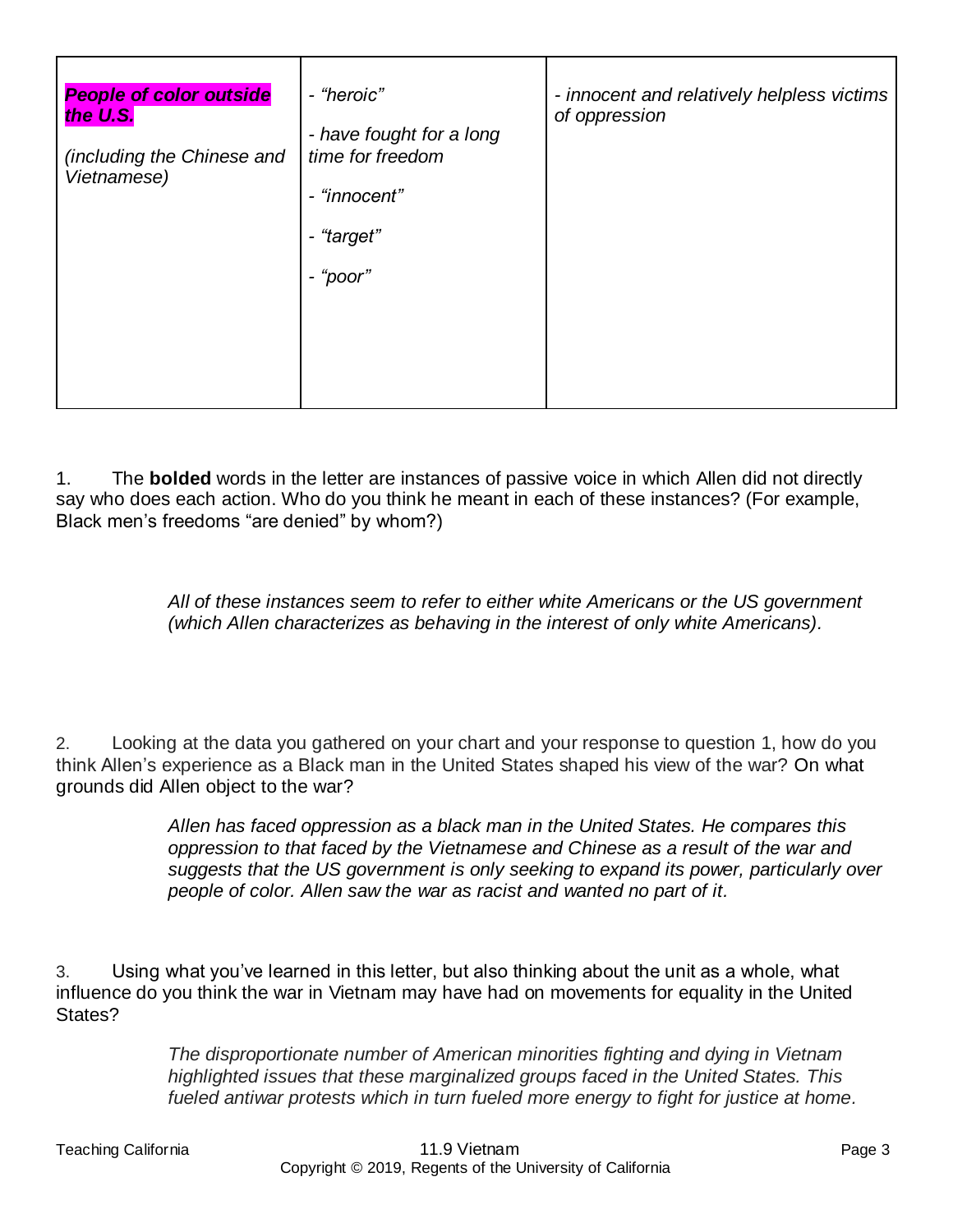| | | |
|---|---|---|
| ***People of color outside the U.S.*** <br><br> *(including the Chinese and Vietnamese)* | *- "heroic"* <br><br> *- have fought for a long time for freedom* <br><br> *- "innocent"* <br><br> *- "target"* <br><br> *- "poor"* | *- innocent and relatively helpless victims of oppression* |

1. The **bolded** words in the letter are instances of passive voice in which Allen did not directly say who does each action. Who do you think he meant in each of these instances? (For example, Black men's freedoms "are denied" by whom?)

> *All of these instances seem to refer to either white Americans or the US government (which Allen characterizes as behaving in the interest of only white Americans).*

2. Looking at the data you gathered on your chart and your response to question 1, how do you think Allen's experience as a Black man in the United States shaped his view of the war? On what grounds did Allen object to the war?

> *Allen has faced oppression as a black man in the United States. He compares this oppression to that faced by the Vietnamese and Chinese as a result of the war and suggests that the US government is only seeking to expand its power, particularly over people of color. Allen saw the war as racist and wanted no part of it.*

3. Using what you've learned in this letter, but also thinking about the unit as a whole, what influence do you think the war in Vietnam may have had on movements for equality in the United States?

> *The disproportionate number of American minorities fighting and dying in Vietnam highlighted issues that these marginalized groups faced in the United States. This fueled antiwar protests which in turn fueled more energy to fight for justice at home.*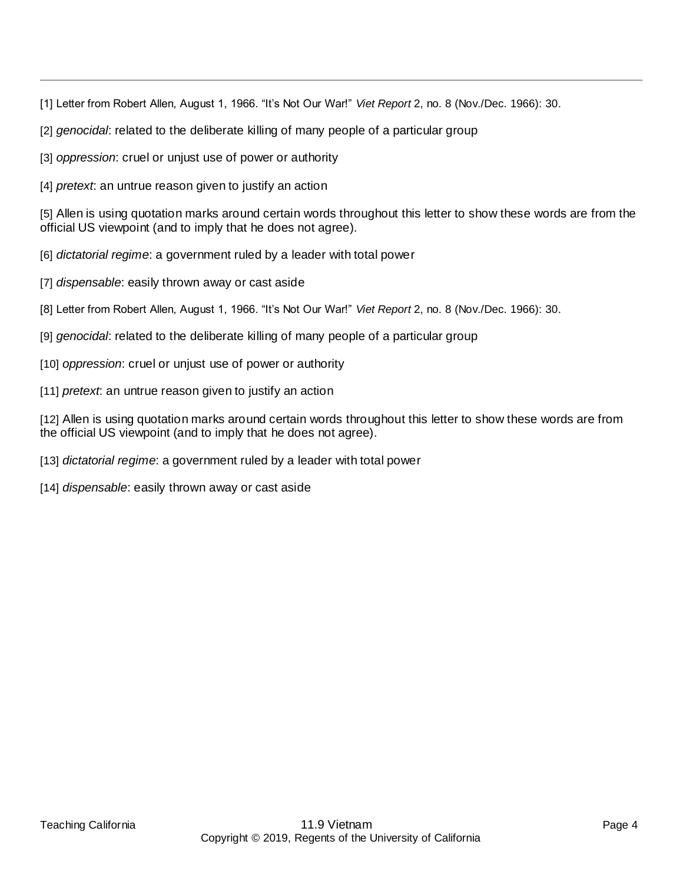[1] Letter from Robert Allen, August 1, 1966. “It’s Not Our War!” *Viet Report* 2, no. 8 (Nov./Dec. 1966): 30.

[2] *genocidal*: related to the deliberate killing of many people of a particular group

[3] *oppression*: cruel or unjust use of power or authority

[4] *pretext*: an untrue reason given to justify an action

[5] Allen is using quotation marks around certain words throughout this letter to show these words are from the official US viewpoint (and to imply that he does not agree).

[6] *dictatorial regime*: a government ruled by a leader with total power

[7] *dispensable*: easily thrown away or cast aside

[8] Letter from Robert Allen, August 1, 1966. “It’s Not Our War!” *Viet Report* 2, no. 8 (Nov./Dec. 1966): 30.

[9] *genocidal*: related to the deliberate killing of many people of a particular group

[10] *oppression*: cruel or unjust use of power or authority

[11] *pretext*: an untrue reason given to justify an action

[12] Allen is using quotation marks around certain words throughout this letter to show these words are from the official US viewpoint (and to imply that he does not agree).

[13] *dictatorial regime*: a government ruled by a leader with total power

[14] *dispensable*: easily thrown away or cast aside